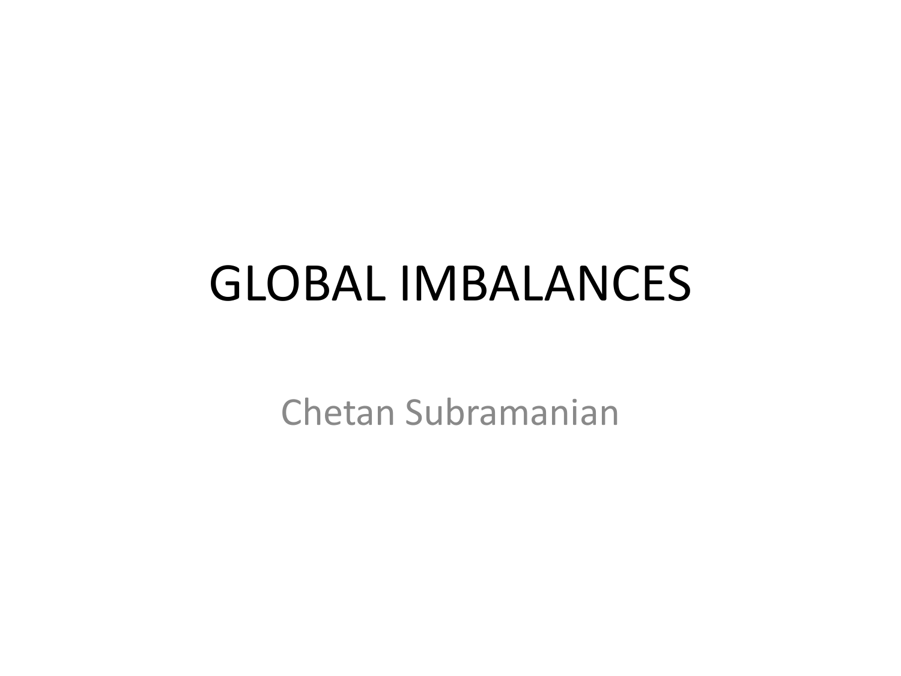# GLOBAL IMBALANCES

Chetan Subramanian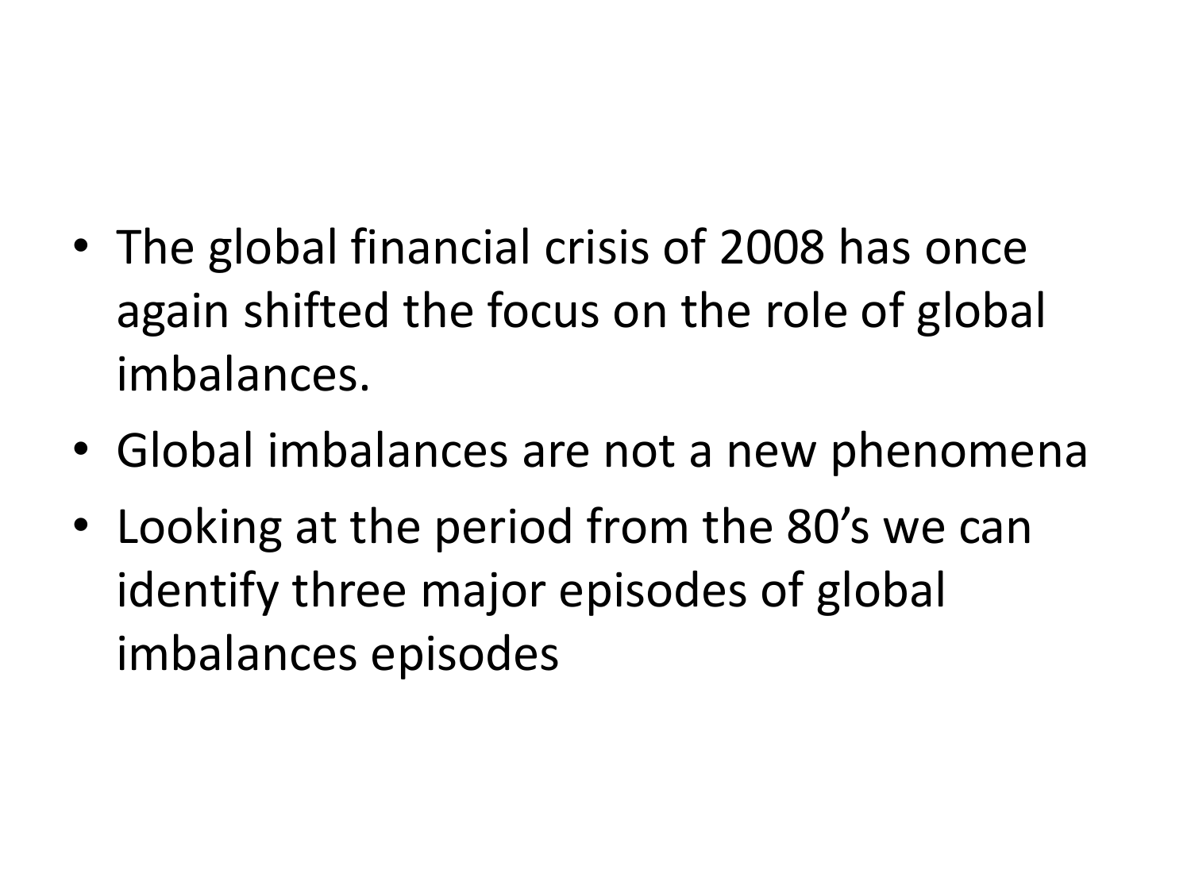- The global financial crisis of 2008 has once again shifted the focus on the role of global imbalances.
- Global imbalances are not a new phenomena
- Looking at the period from the 80's we can identify three major episodes of global imbalances episodes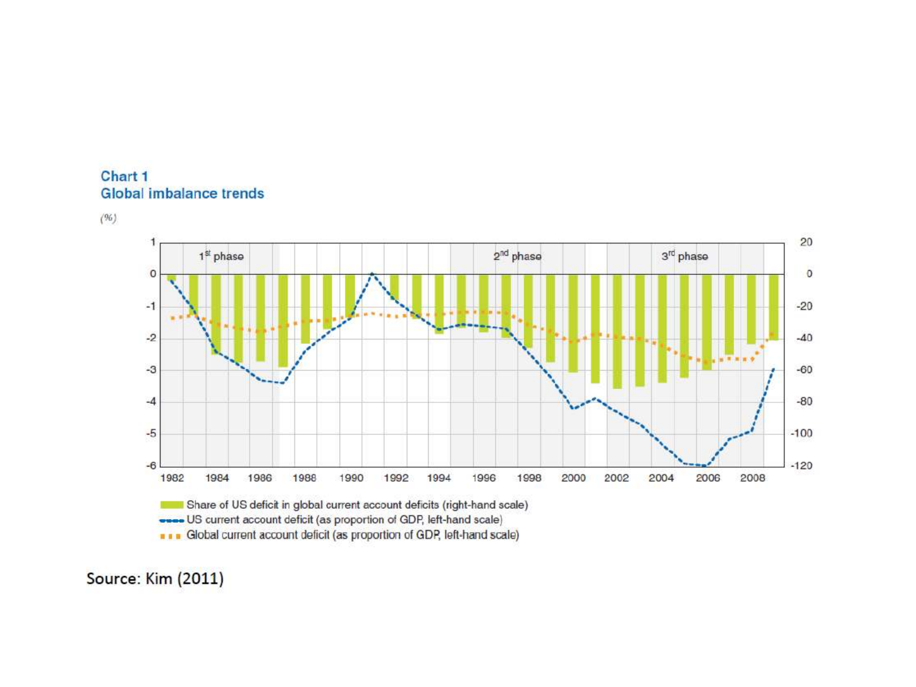**Chart 1**
**Global imbalance trends**

(%)

1st phase | 2nd phase | 3rd phase

Share of US deficit in global current account deficits (right-hand scale)
US current account deficit (as proportion of GDP, left-hand scale)
Global current account deficit (as proportion of GDP, left-hand scale)

Source: Kim (2011)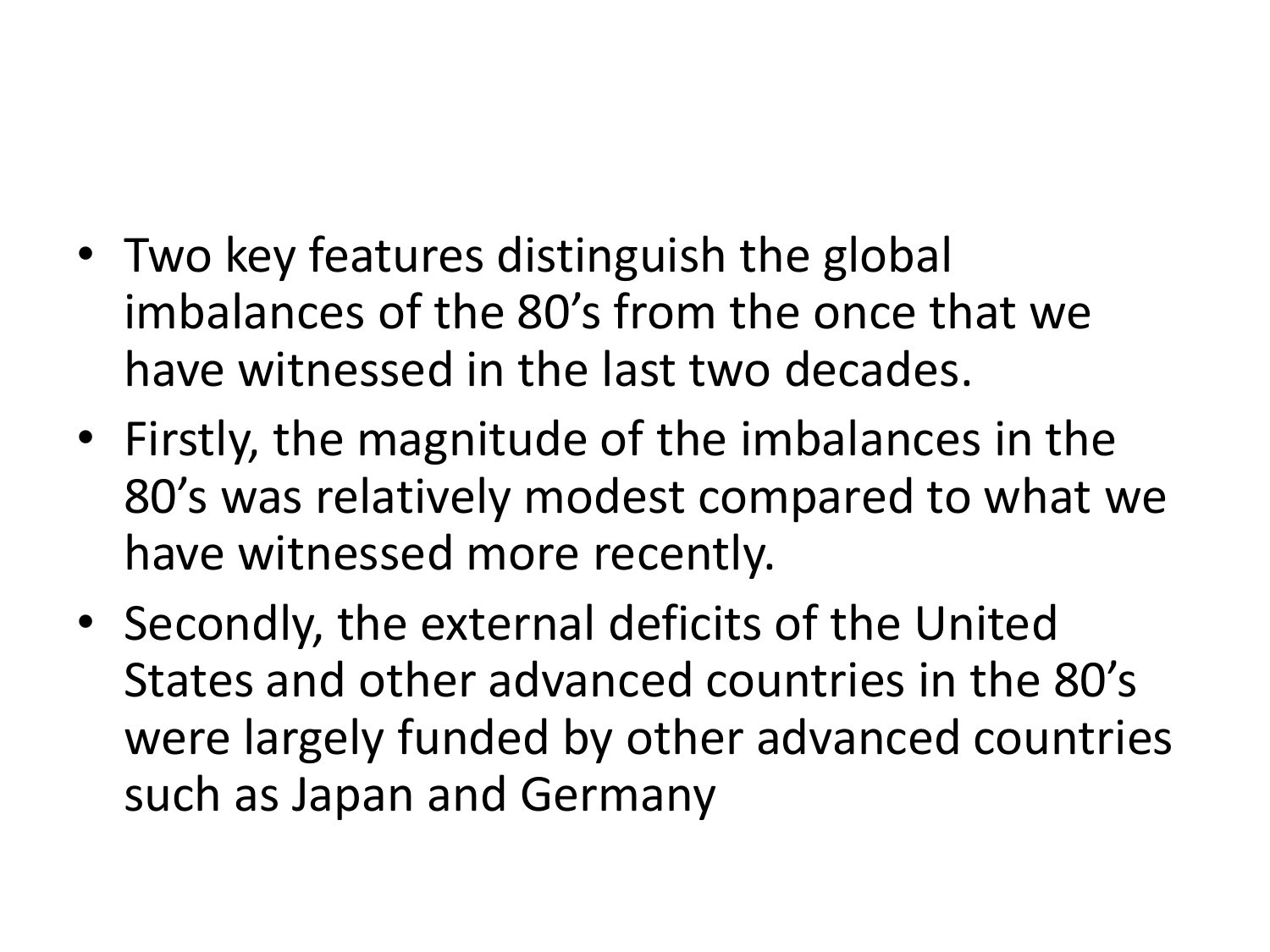- Two key features distinguish the global imbalances of the 80's from the once that we have witnessed in the last two decades.
- Firstly, the magnitude of the imbalances in the 80's was relatively modest compared to what we have witnessed more recently.
- Secondly, the external deficits of the United States and other advanced countries in the 80's were largely funded by other advanced countries such as Japan and Germany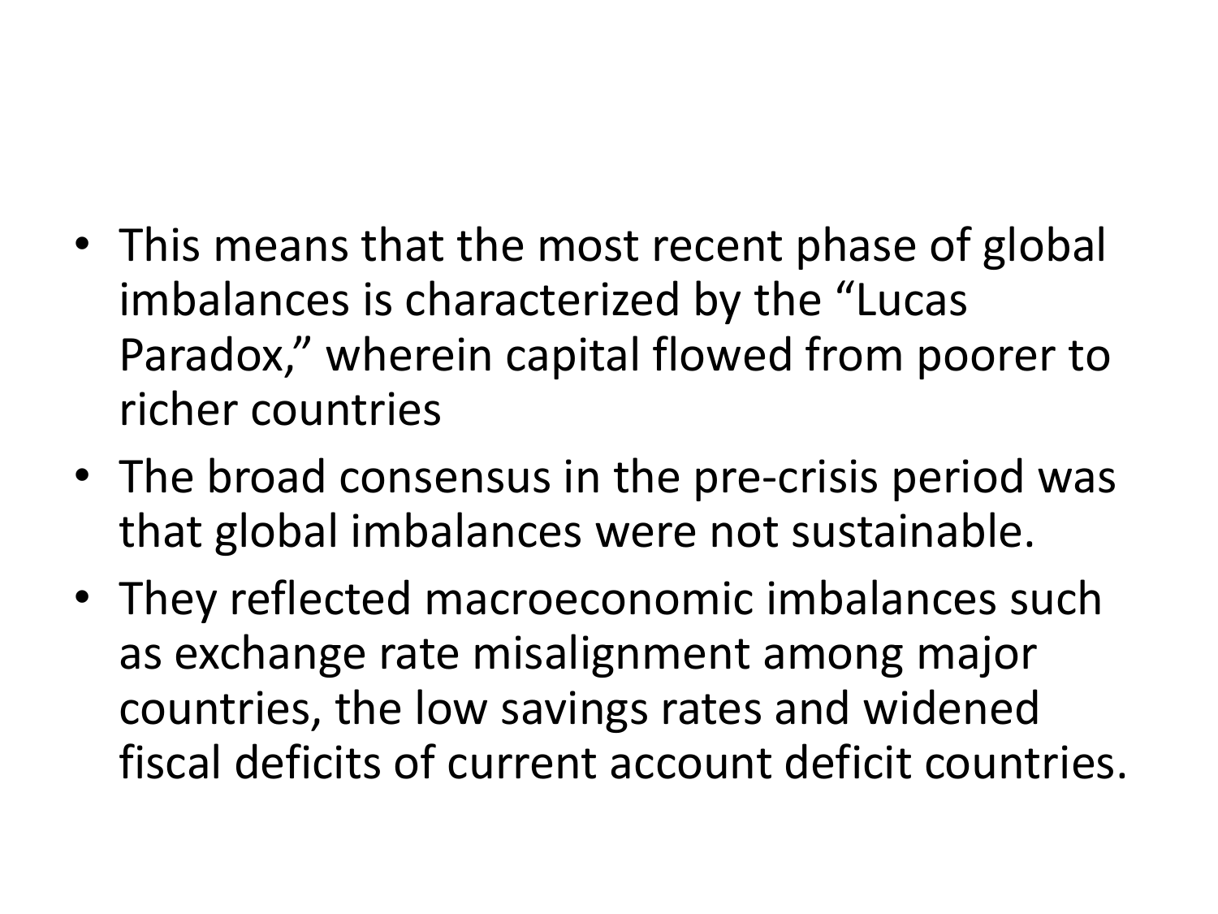- This means that the most recent phase of global imbalances is characterized by the "Lucas Paradox," wherein capital flowed from poorer to richer countries
- The broad consensus in the pre-crisis period was that global imbalances were not sustainable.
- They reflected macroeconomic imbalances such as exchange rate misalignment among major countries, the low savings rates and widened fiscal deficits of current account deficit countries.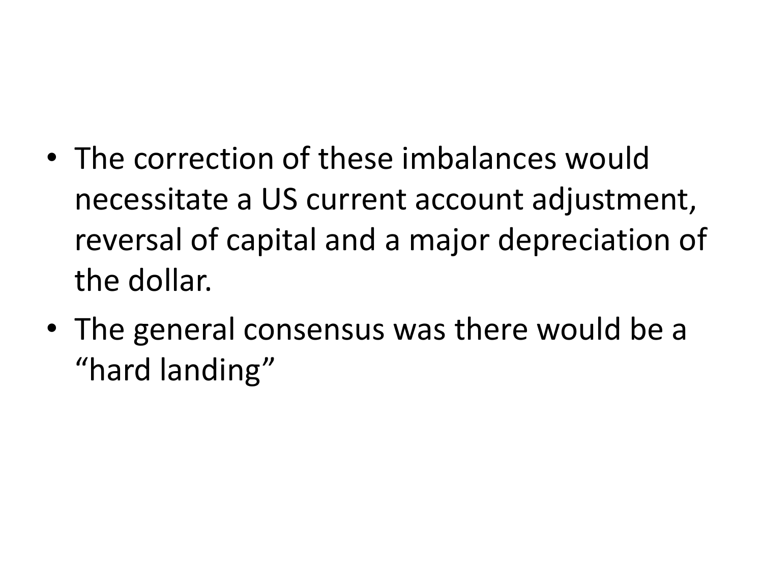- The correction of these imbalances would necessitate a US current account adjustment, reversal of capital and a major depreciation of the dollar.
- The general consensus was there would be a "hard landing"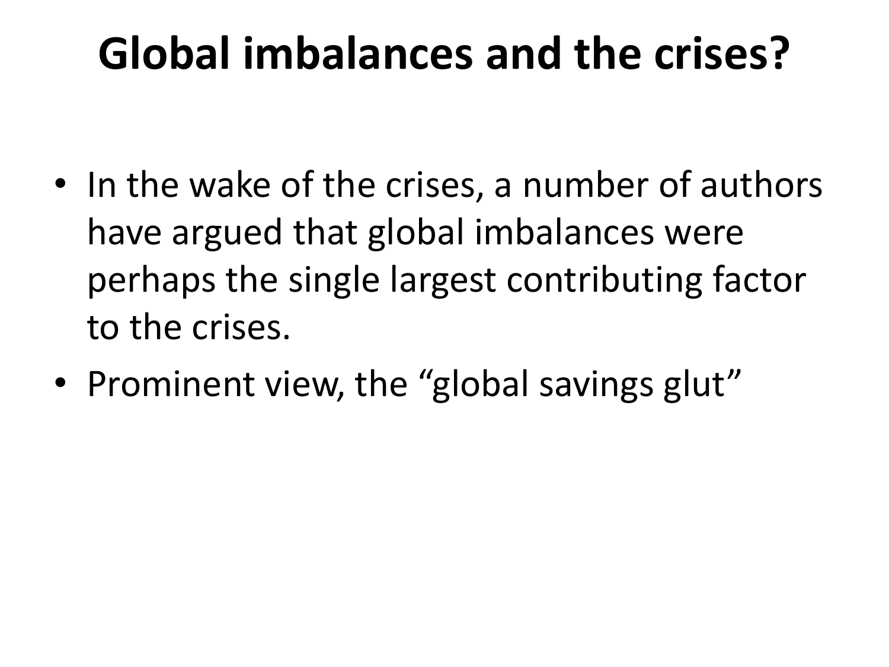# Global imbalances and the crises?

- In the wake of the crises, a number of authors have argued that global imbalances were perhaps the single largest contributing factor to the crises.
- Prominent view, the "global savings glut"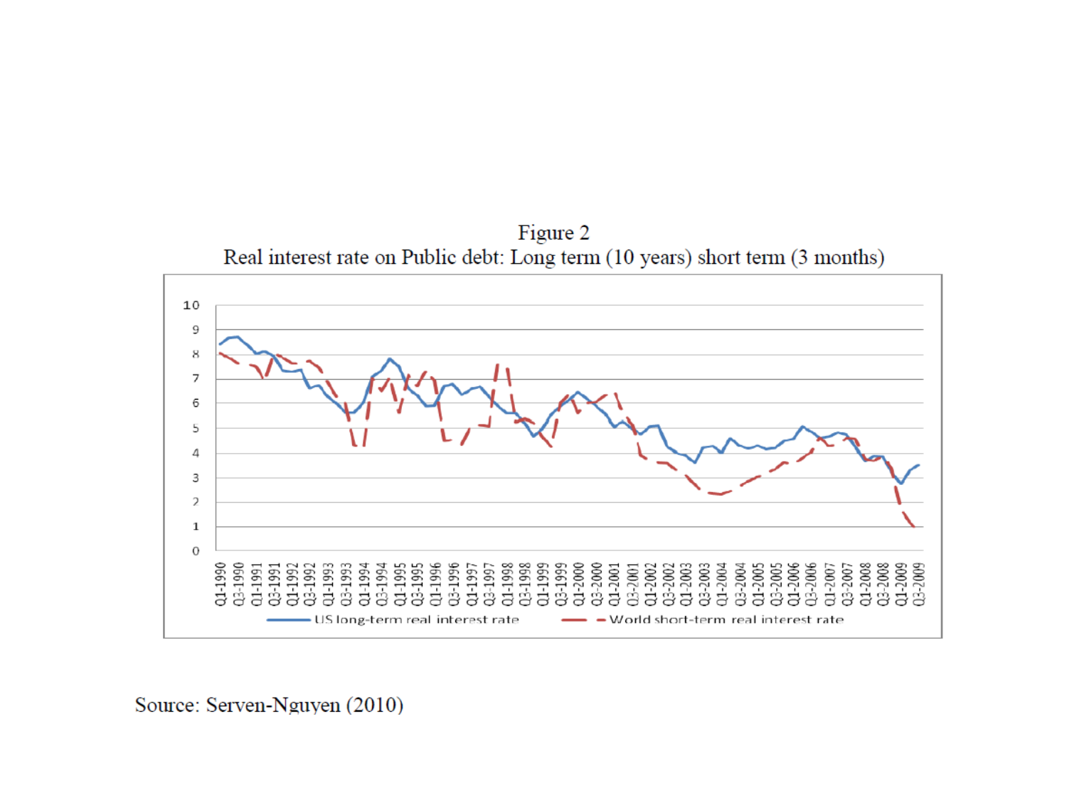Figure 2

Real interest rate on Public debt: Long term (10 years) short term (3 months)

Source: Serven-Nguyen (2010)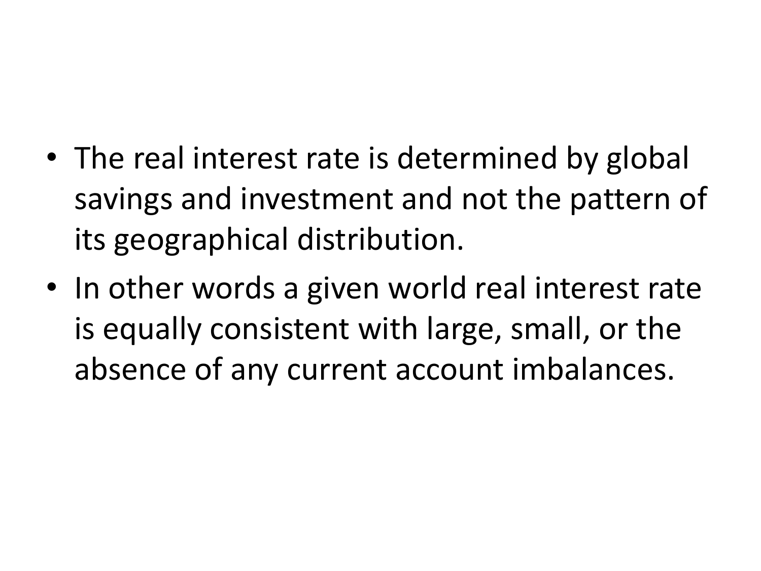- The real interest rate is determined by global savings and investment and not the pattern of its geographical distribution.
- In other words a given world real interest rate is equally consistent with large, small, or the absence of any current account imbalances.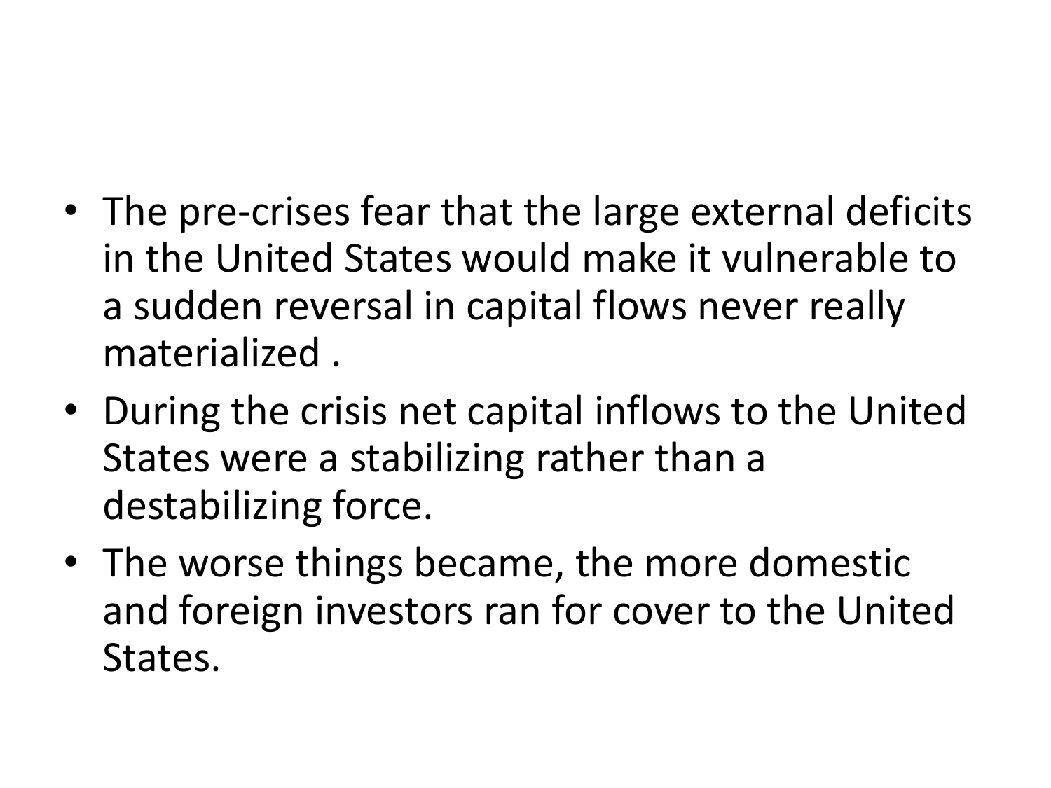- The pre-crises fear that the large external deficits in the United States would make it vulnerable to a sudden reversal in capital flows never really materialized .
- During the crisis net capital inflows to the United States were a stabilizing rather than a destabilizing force.
- The worse things became, the more domestic and foreign investors ran for cover to the United States.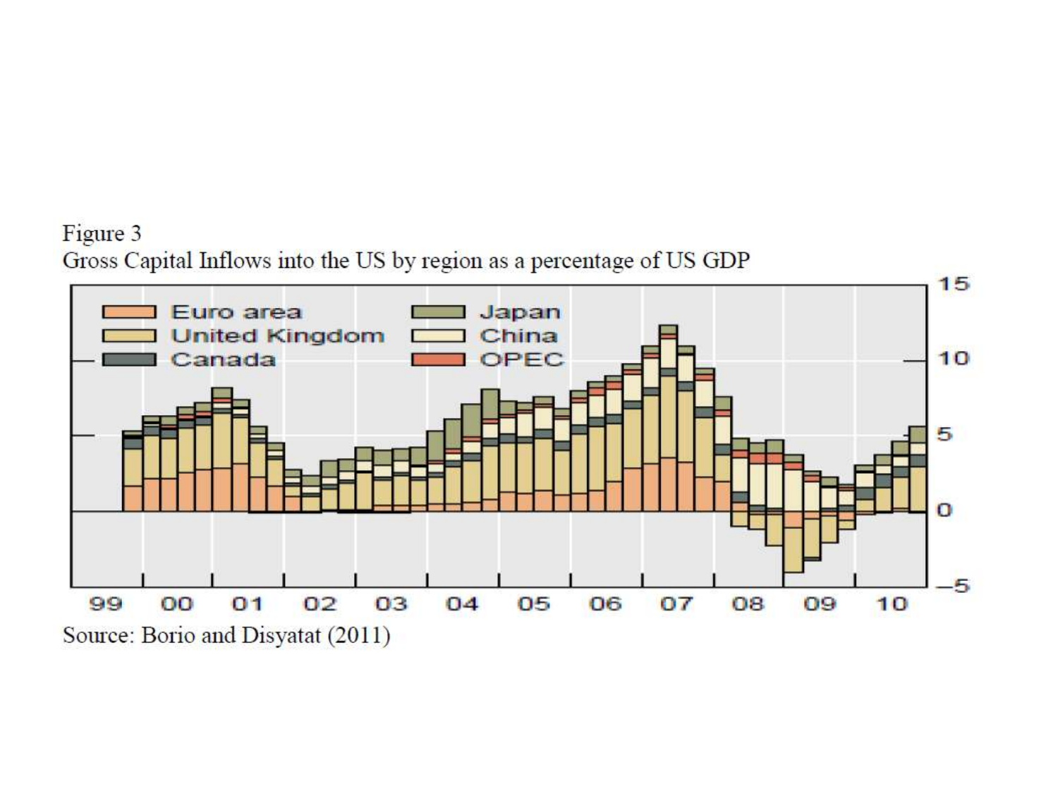Figure 3
Gross Capital Inflows into the US by region as a percentage of US GDP

Source: Borio and Disyatat (2011)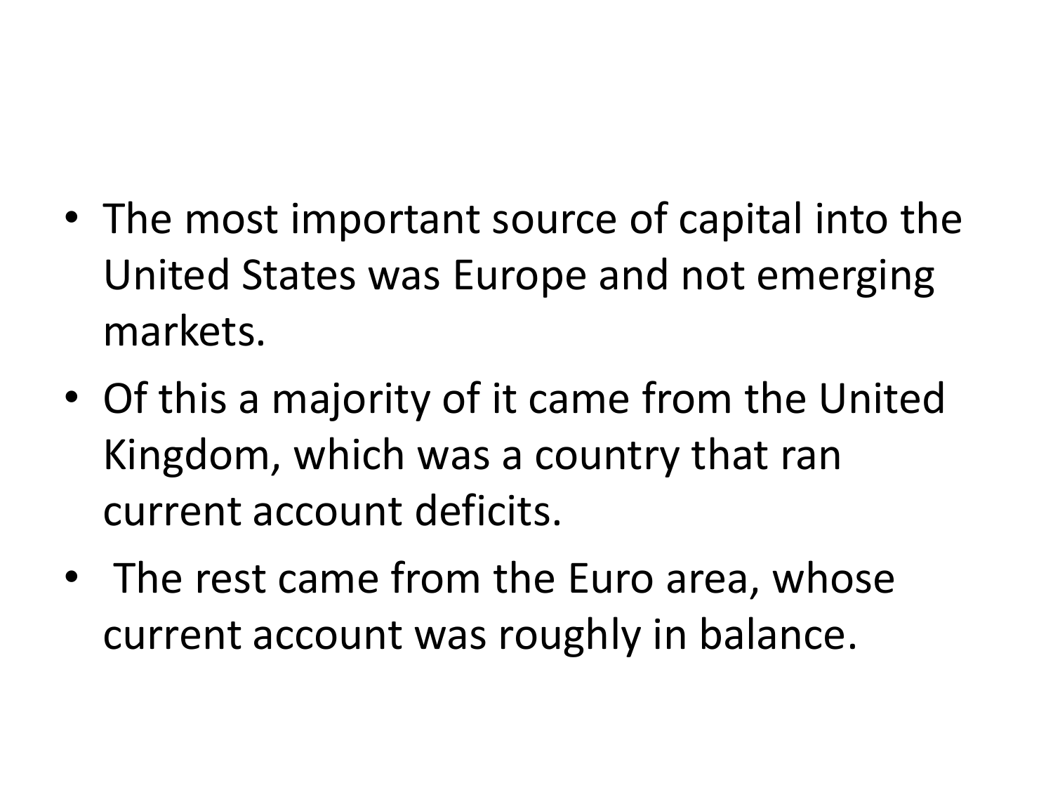- The most important source of capital into the United States was Europe and not emerging markets.
- Of this a majority of it came from the United Kingdom, which was a country that ran current account deficits.
- The rest came from the Euro area, whose current account was roughly in balance.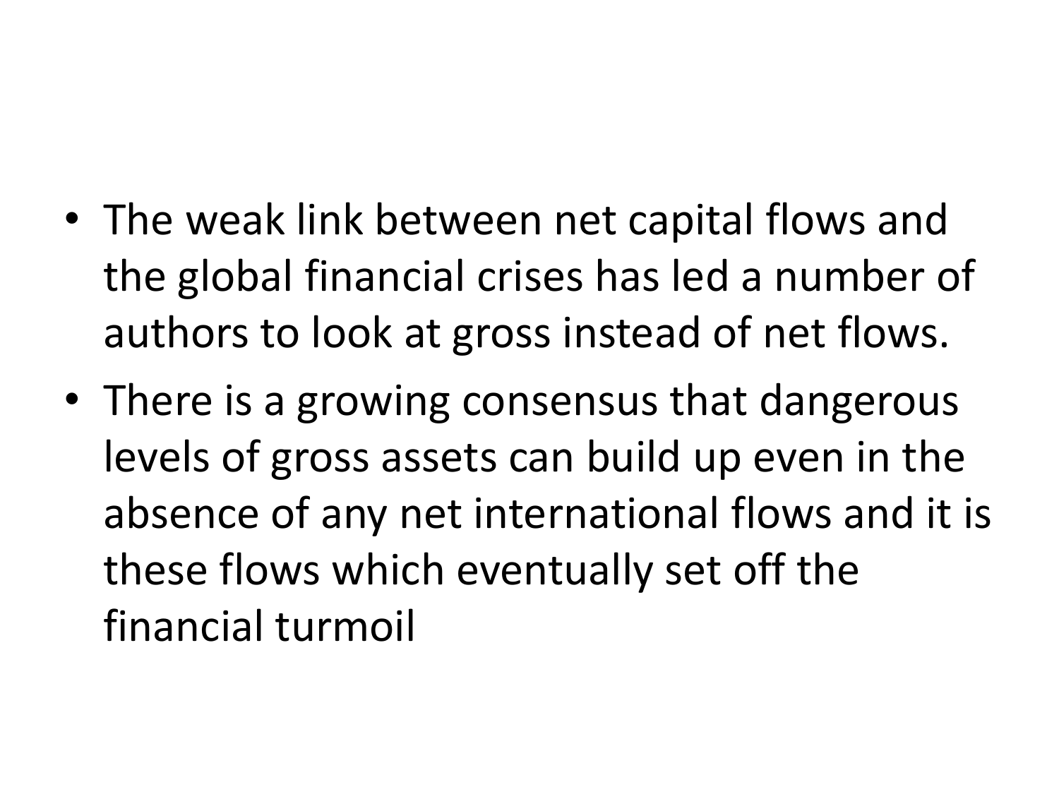- The weak link between net capital flows and the global financial crises has led a number of authors to look at gross instead of net flows.
- There is a growing consensus that dangerous levels of gross assets can build up even in the absence of any net international flows and it is these flows which eventually set off the financial turmoil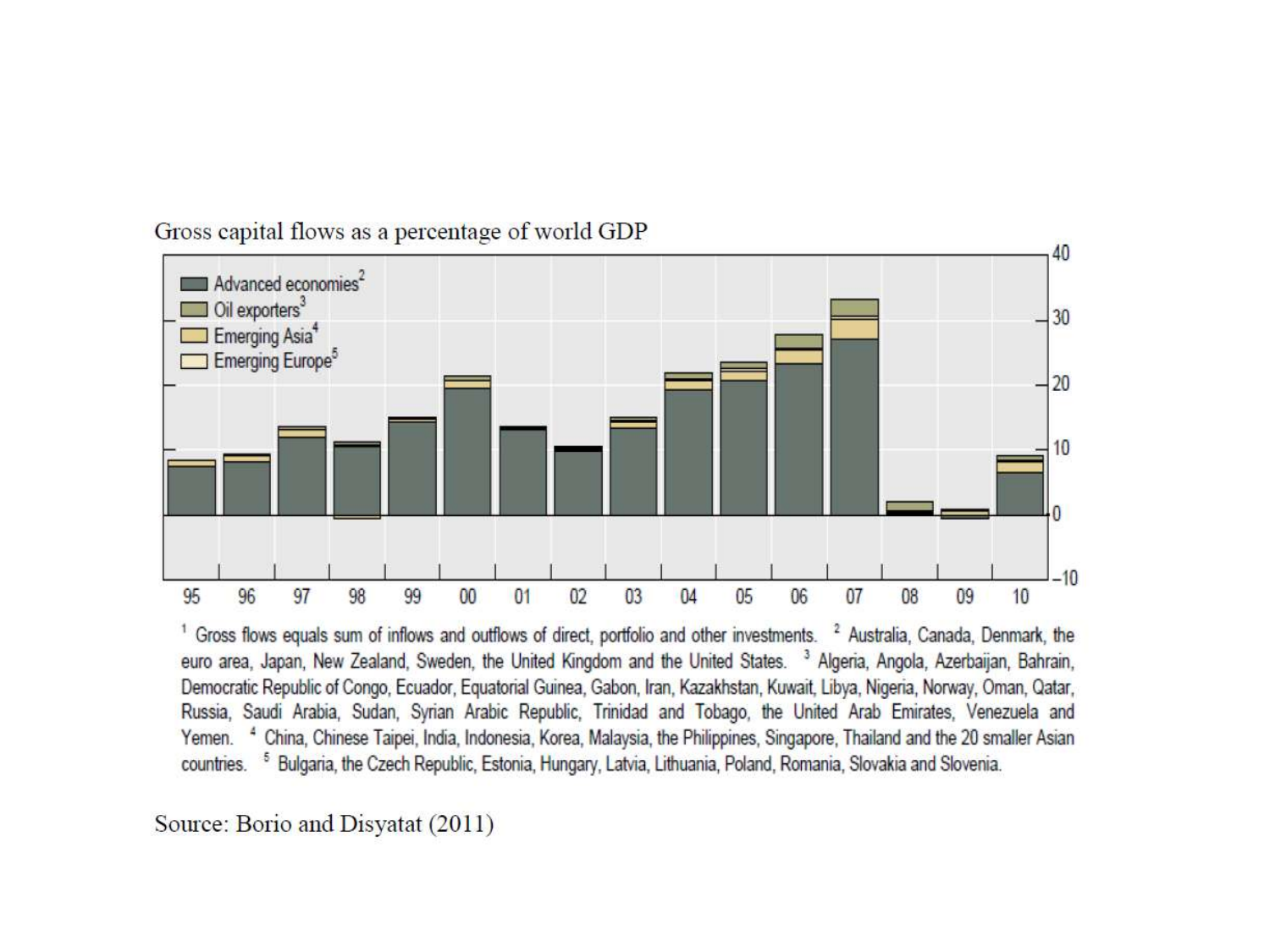Gross capital flows as a percentage of world GDP

[1] Gross flows equals sum of inflows and outflows of direct, portfolio and other investments. [2] Australia, Canada, Denmark, the euro area, Japan, New Zealand, Sweden, the United Kingdom and the United States. [3] Algeria, Angola, Azerbaijan, Bahrain, Democratic Republic of Congo, Ecuador, Equatorial Guinea, Gabon, Iran, Kazakhstan, Kuwait, Libya, Nigeria, Norway, Oman, Qatar, Russia, Saudi Arabia, Sudan, Syrian Arabic Republic, Trinidad and Tobago, the United Arab Emirates, Venezuela and Yemen. [4] China, Chinese Taipei, India, Indonesia, Korea, Malaysia, the Philippines, Singapore, Thailand and the 20 smaller Asian countries. [5] Bulgaria, the Czech Republic, Estonia, Hungary, Latvia, Lithuania, Poland, Romania, Slovakia and Slovenia.

Source: Borio and Disyatat (2011)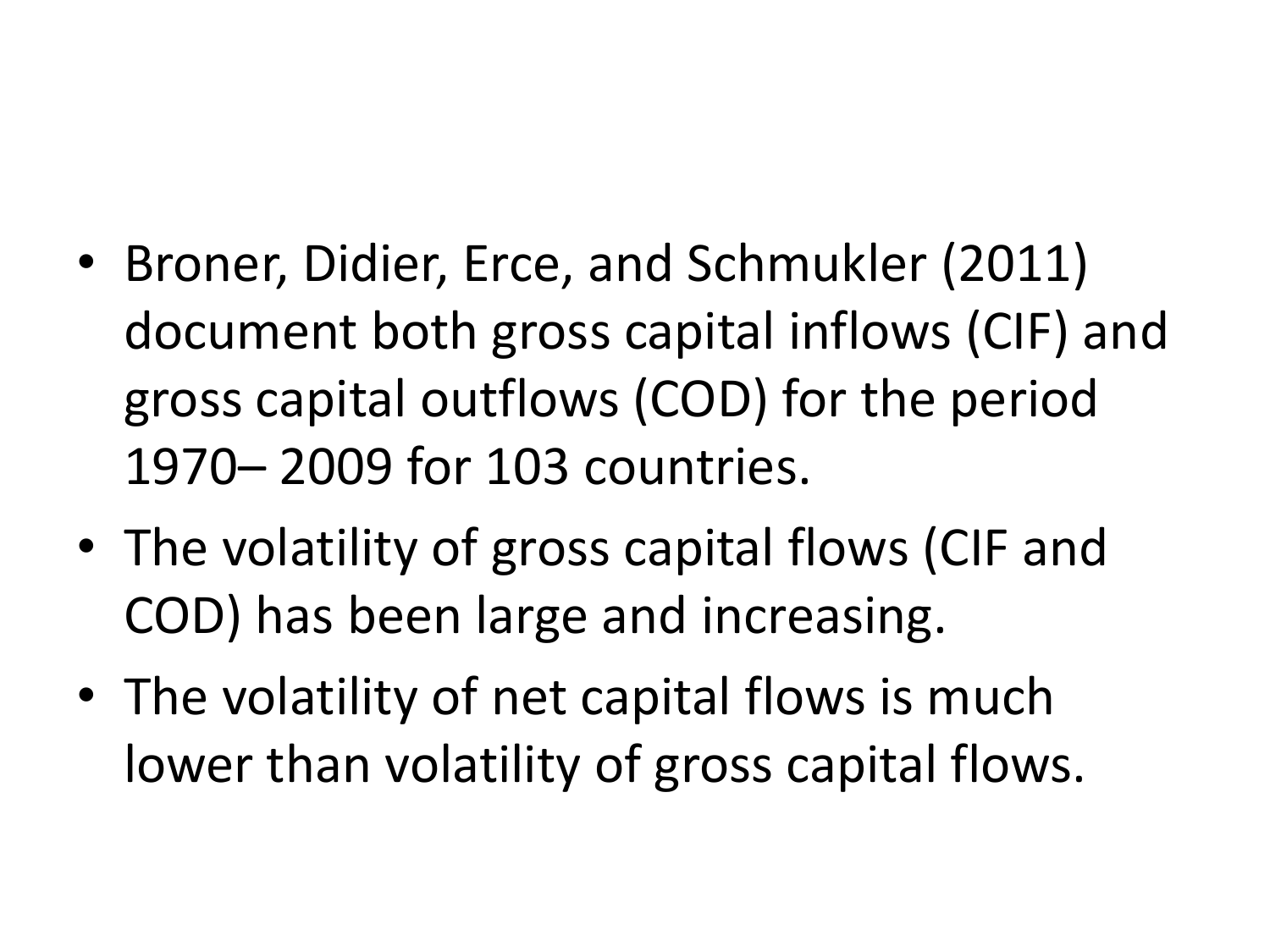- Broner, Didier, Erce, and Schmukler (2011) document both gross capital inflows (CIF) and gross capital outflows (COD) for the period 1970– 2009 for 103 countries.
- The volatility of gross capital flows (CIF and COD) has been large and increasing.
- The volatility of net capital flows is much lower than volatility of gross capital flows.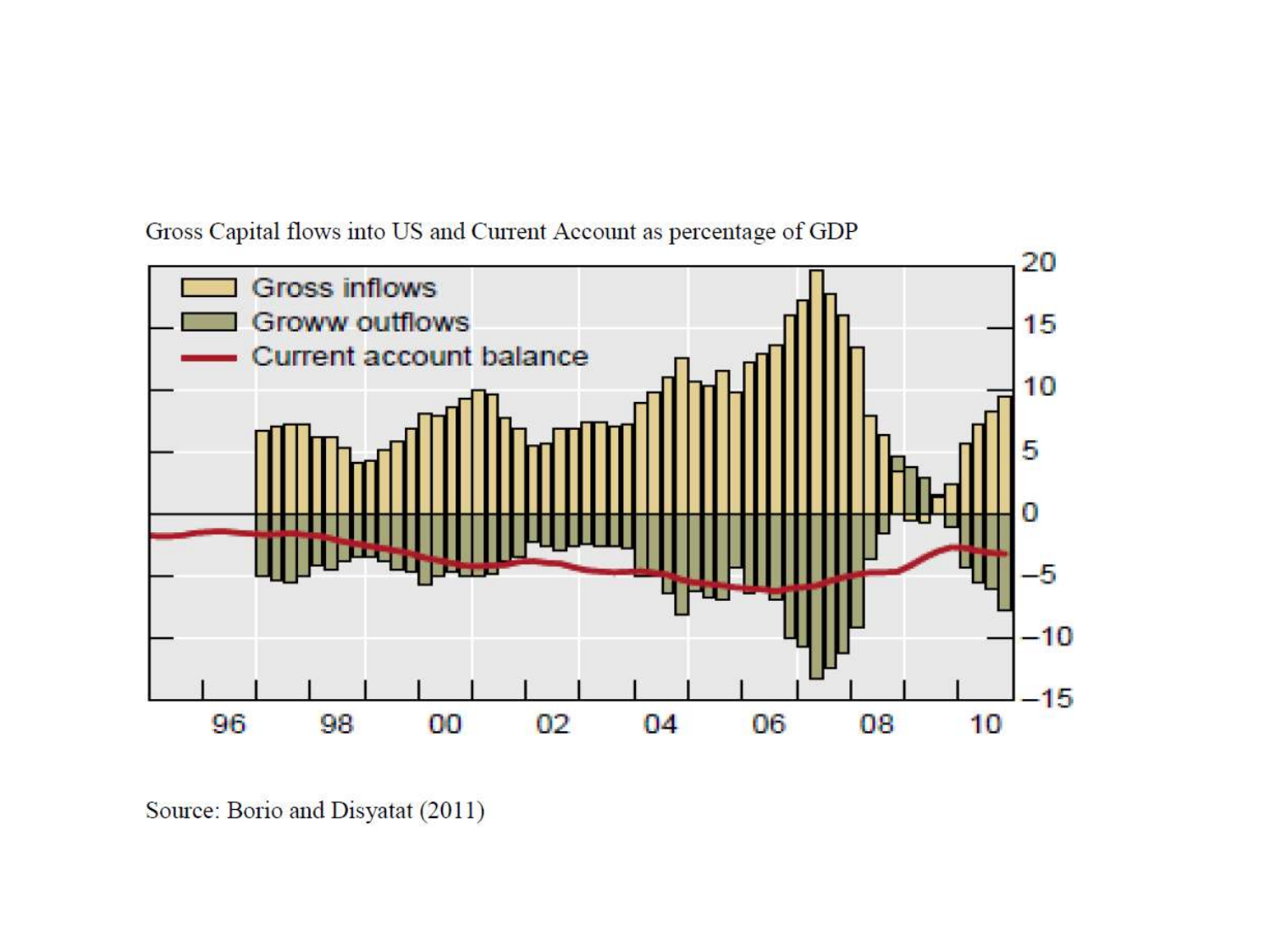Gross Capital flows into US and Current Account as percentage of GDP

Source: Borio and Disyatat (2011)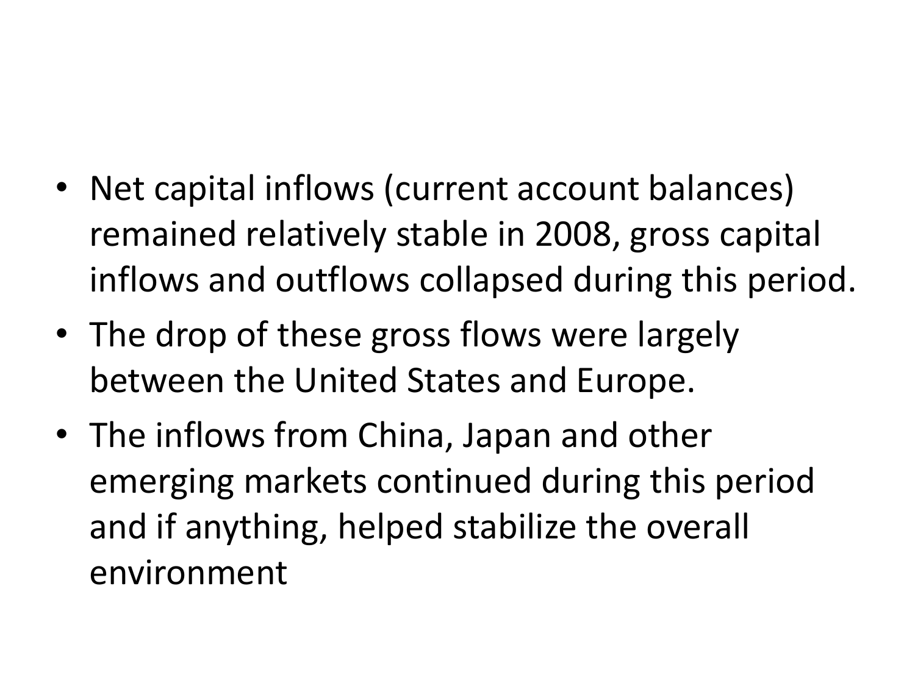- Net capital inflows (current account balances) remained relatively stable in 2008, gross capital inflows and outflows collapsed during this period.
- The drop of these gross flows were largely between the United States and Europe.
- The inflows from China, Japan and other emerging markets continued during this period and if anything, helped stabilize the overall environment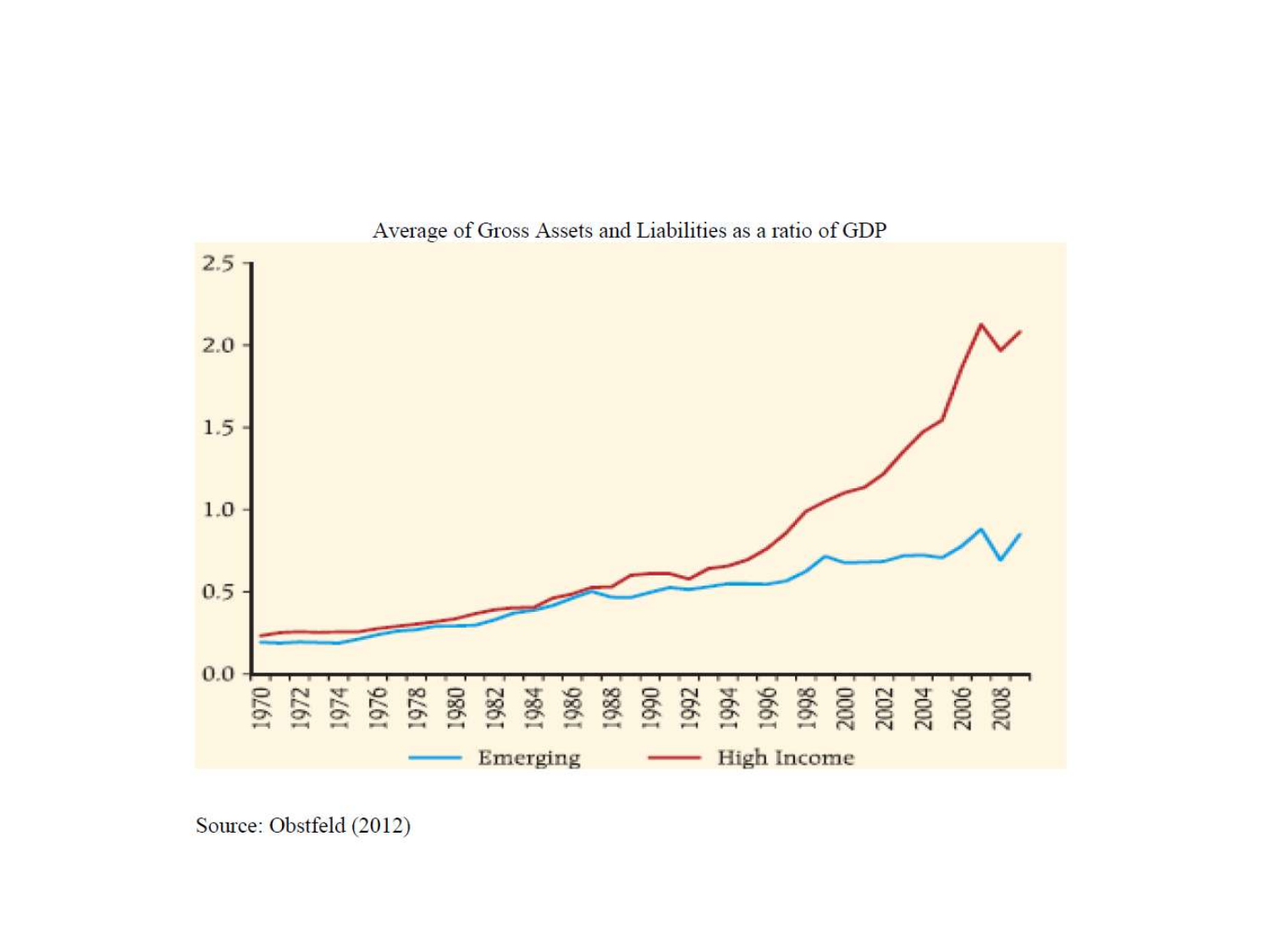Average of Gross Assets and Liabilities as a ratio of GDP

Source: Obstfeld (2012)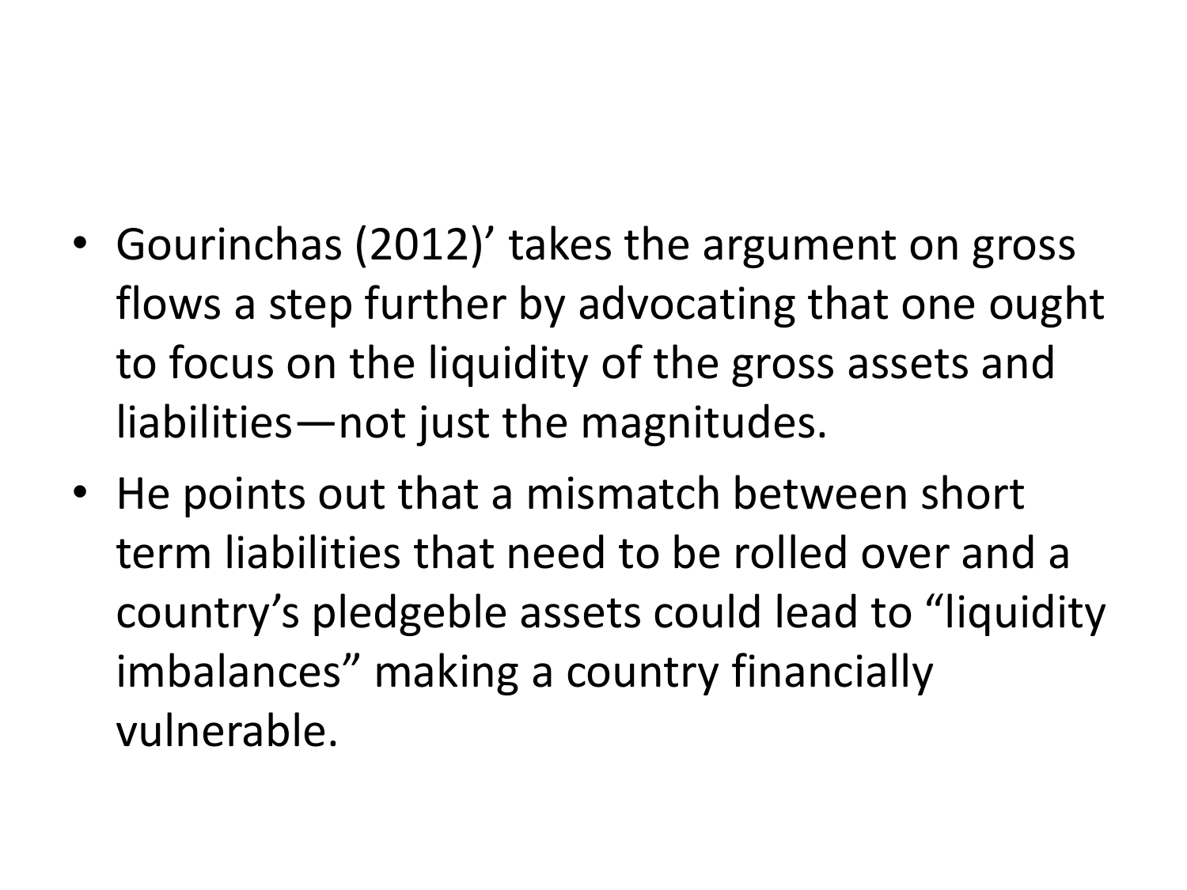- Gourinchas (2012)’ takes the argument on gross flows a step further by advocating that one ought to focus on the liquidity of the gross assets and liabilities—not just the magnitudes.
- He points out that a mismatch between short term liabilities that need to be rolled over and a country’s pledgeble assets could lead to “liquidity imbalances” making a country financially vulnerable.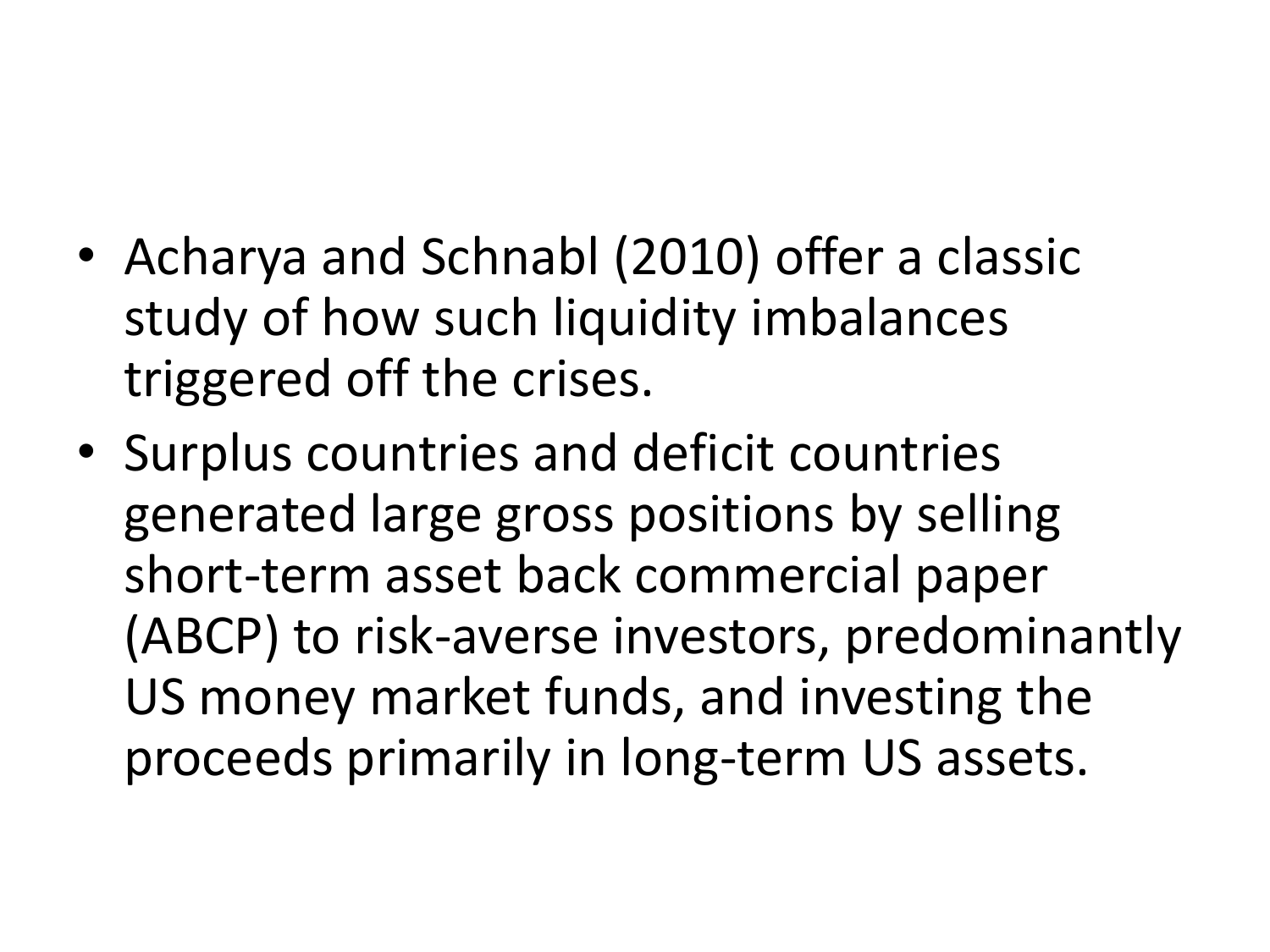- Acharya and Schnabl (2010) offer a classic study of how such liquidity imbalances triggered off the crises.
- Surplus countries and deficit countries generated large gross positions by selling short-term asset back commercial paper (ABCP) to risk-averse investors, predominantly US money market funds, and investing the proceeds primarily in long-term US assets.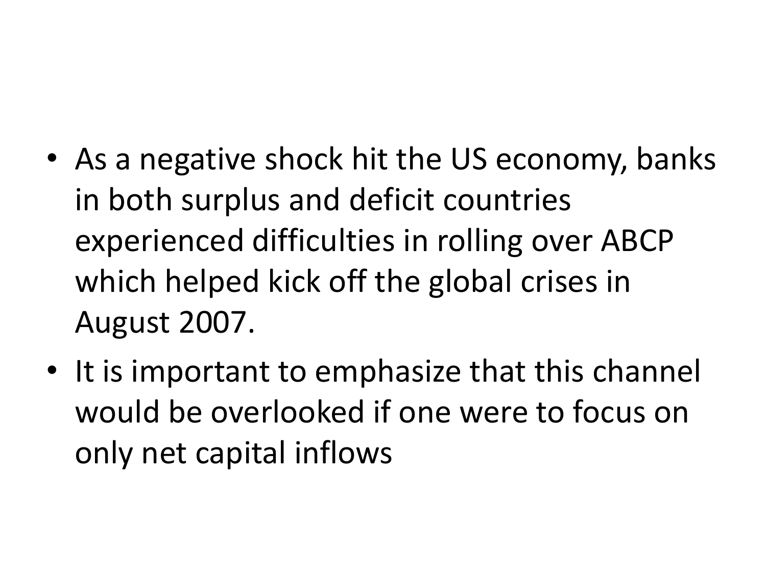- As a negative shock hit the US economy, banks in both surplus and deficit countries experienced difficulties in rolling over ABCP which helped kick off the global crises in August 2007.
- It is important to emphasize that this channel would be overlooked if one were to focus on only net capital inflows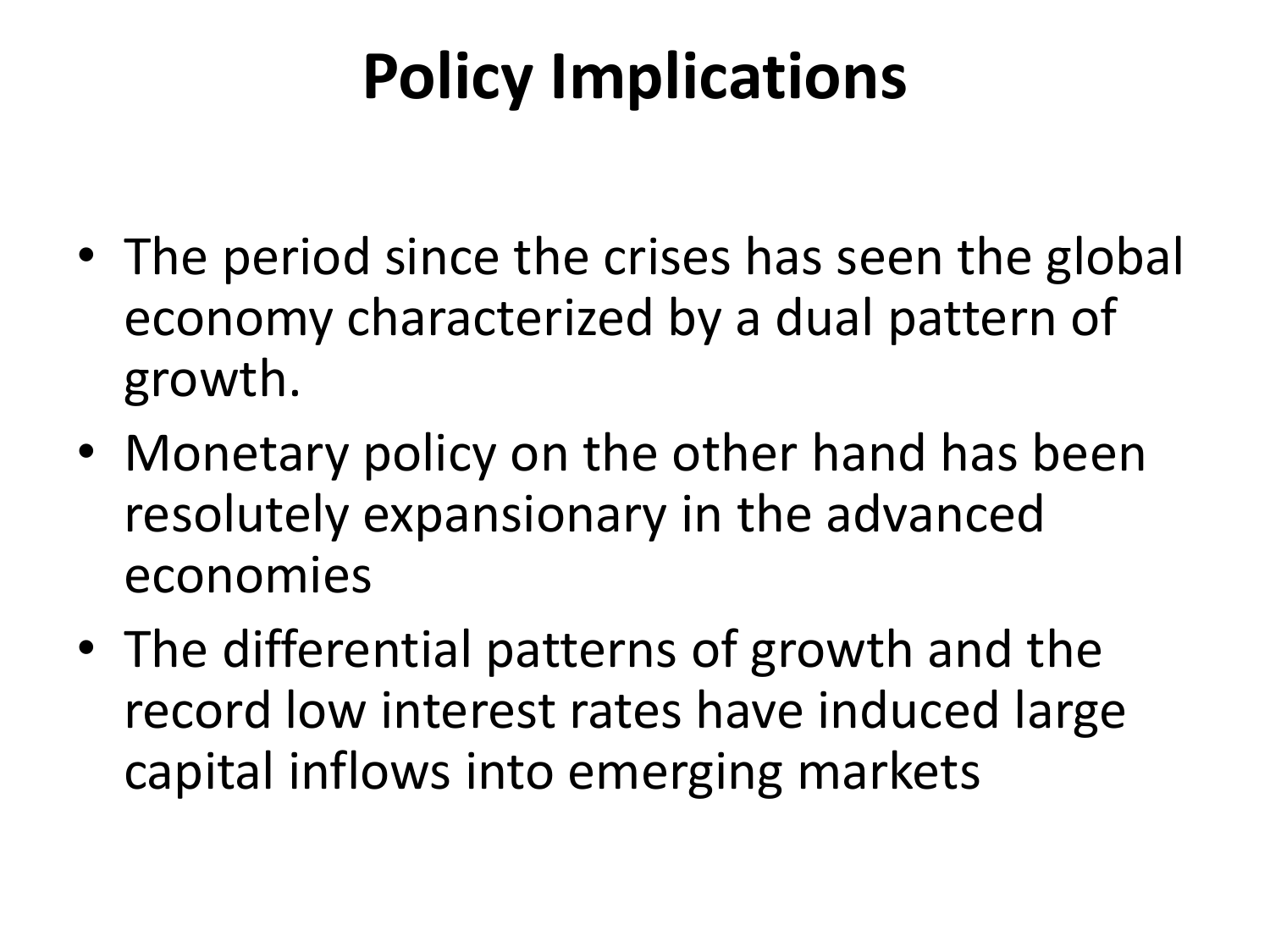# Policy Implications

- The period since the crises has seen the global economy characterized by a dual pattern of growth.
- Monetary policy on the other hand has been resolutely expansionary in the advanced economies
- The differential patterns of growth and the record low interest rates have induced large capital inflows into emerging markets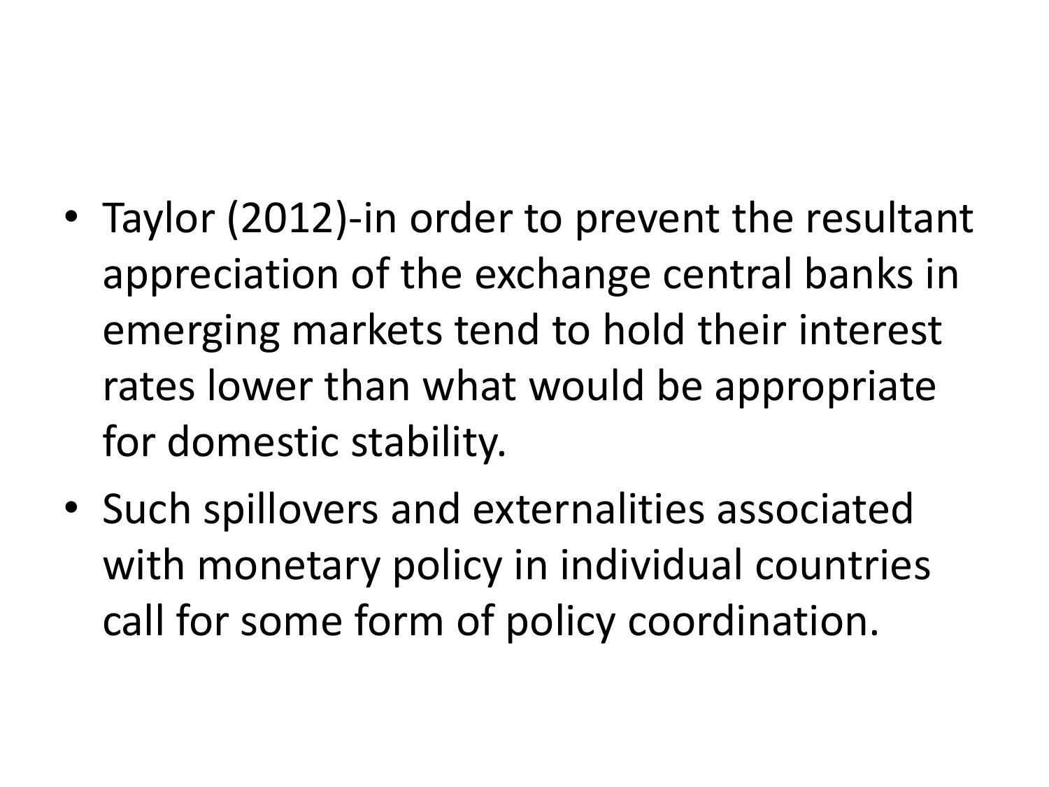- Taylor (2012)-in order to prevent the resultant appreciation of the exchange central banks in emerging markets tend to hold their interest rates lower than what would be appropriate for domestic stability.
- Such spillovers and externalities associated with monetary policy in individual countries call for some form of policy coordination.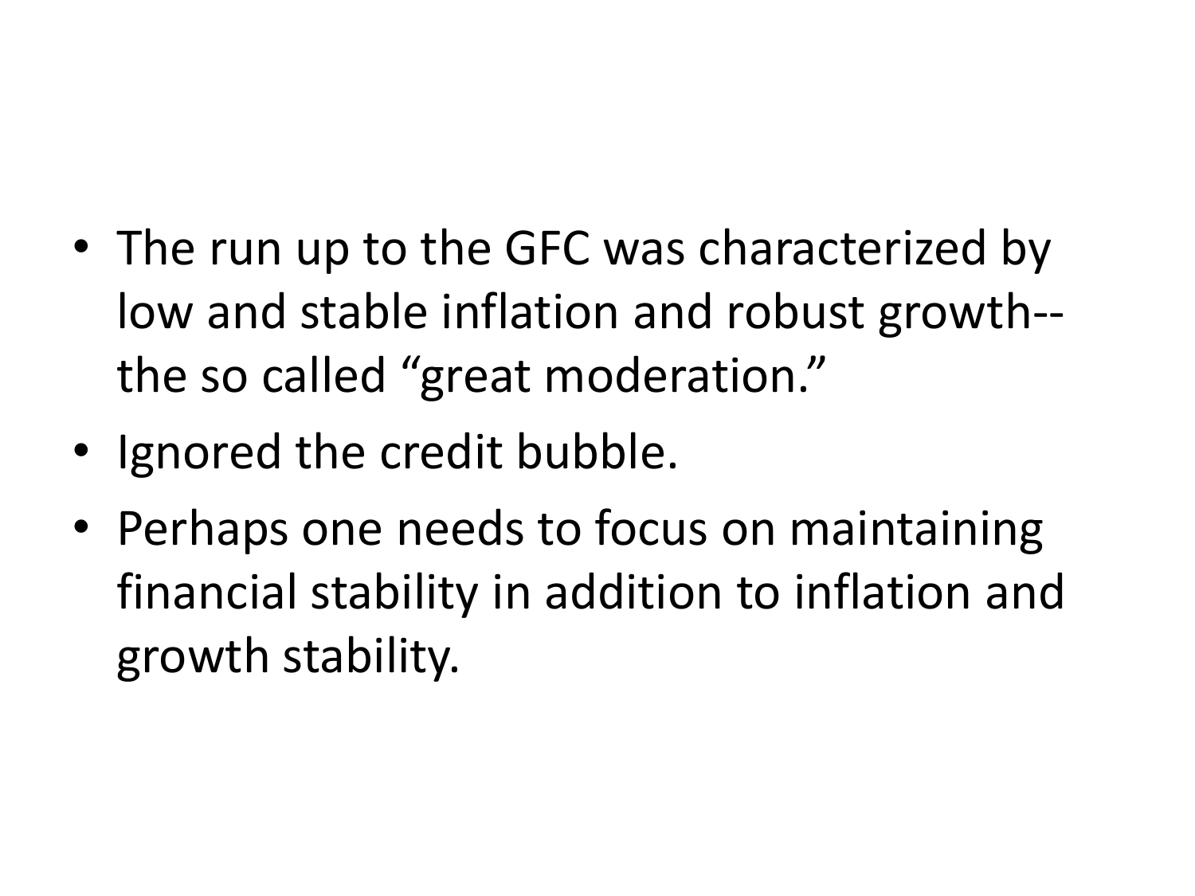- The run up to the GFC was characterized by low and stable inflation and robust growth--the so called “great moderation.”
- Ignored the credit bubble.
- Perhaps one needs to focus on maintaining financial stability in addition to inflation and growth stability.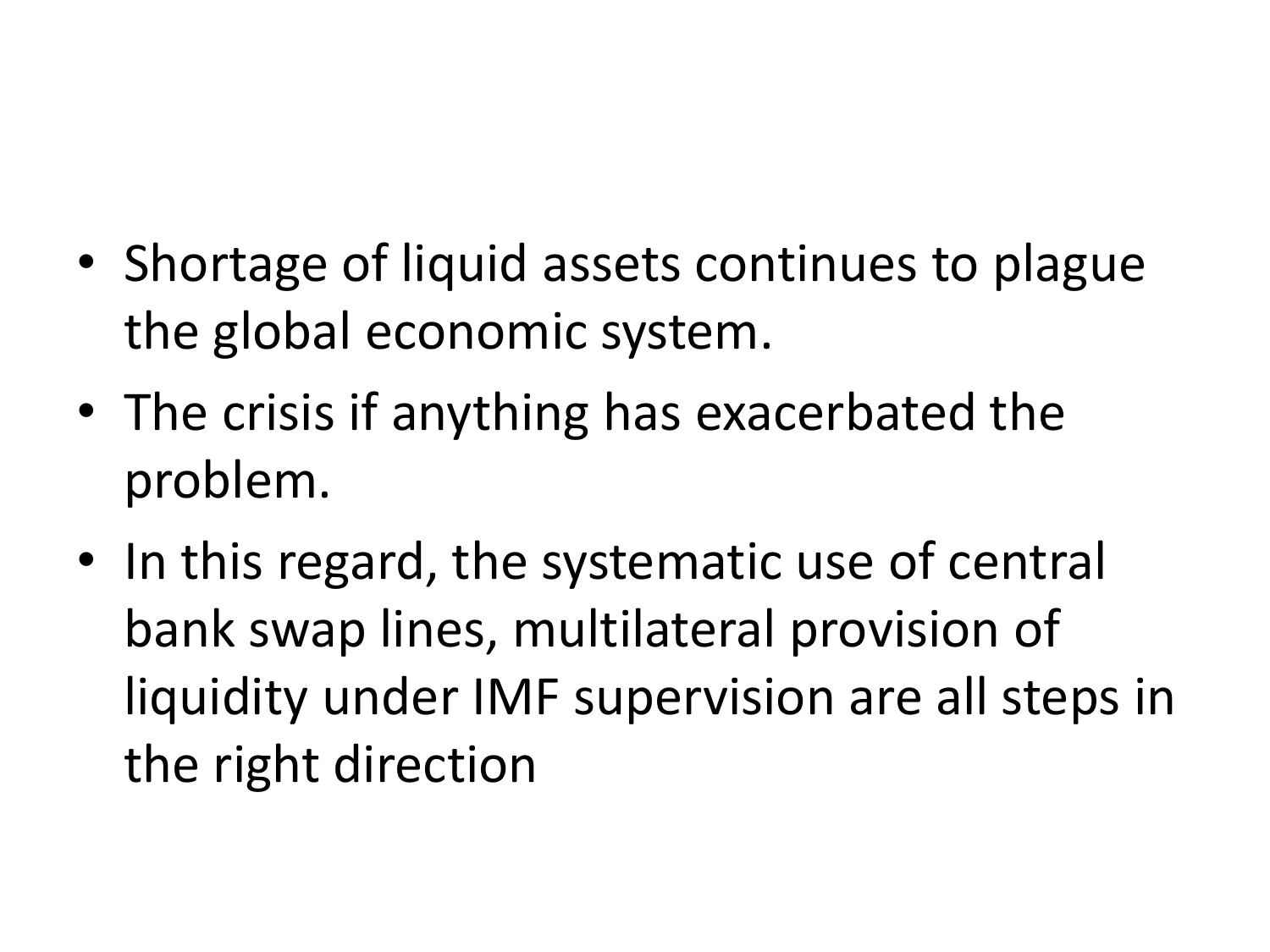- Shortage of liquid assets continues to plague the global economic system.
- The crisis if anything has exacerbated the problem.
- In this regard, the systematic use of central bank swap lines, multilateral provision of liquidity under IMF supervision are all steps in the right direction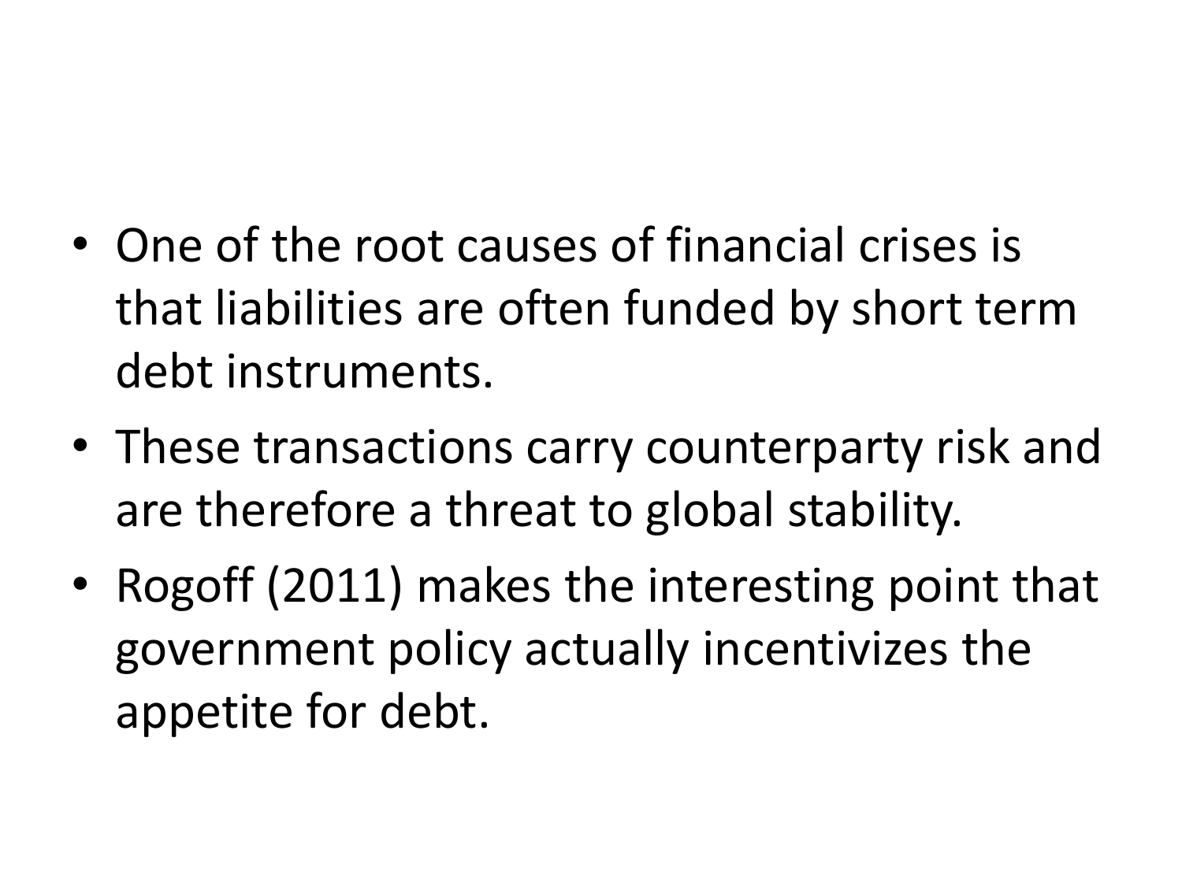- One of the root causes of financial crises is that liabilities are often funded by short term debt instruments.
- These transactions carry counterparty risk and are therefore a threat to global stability.
- Rogoff (2011) makes the interesting point that government policy actually incentivizes the appetite for debt.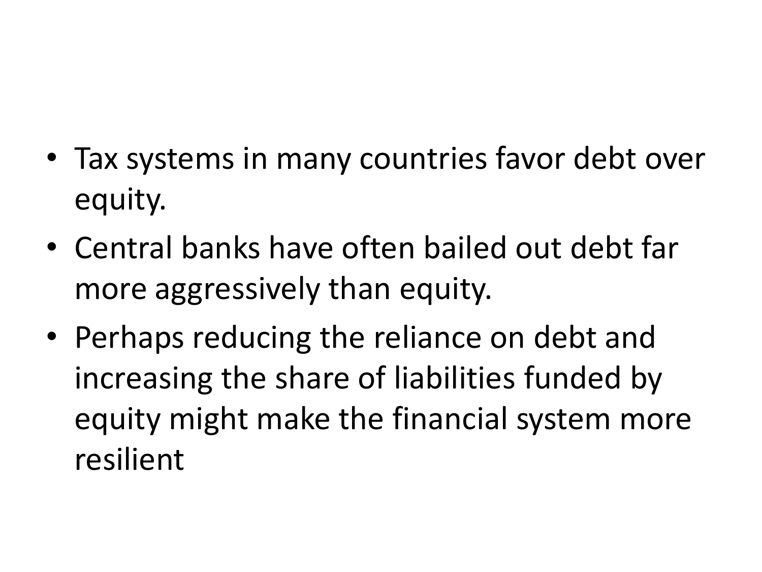- Tax systems in many countries favor debt over equity.
- Central banks have often bailed out debt far more aggressively than equity.
- Perhaps reducing the reliance on debt and increasing the share of liabilities funded by equity might make the financial system more resilient